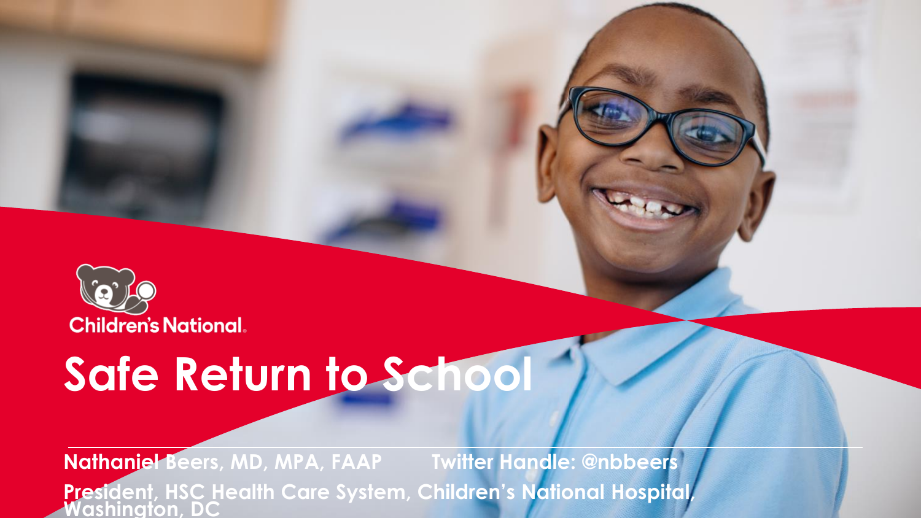Children's National

# Safe Return to School

**Nathaniel Beers, MD, MPA, FAAP** **Twitter Handle: @nbbeers**

**President, HSC Health Care System, Children's National Hospital, Washington, DC**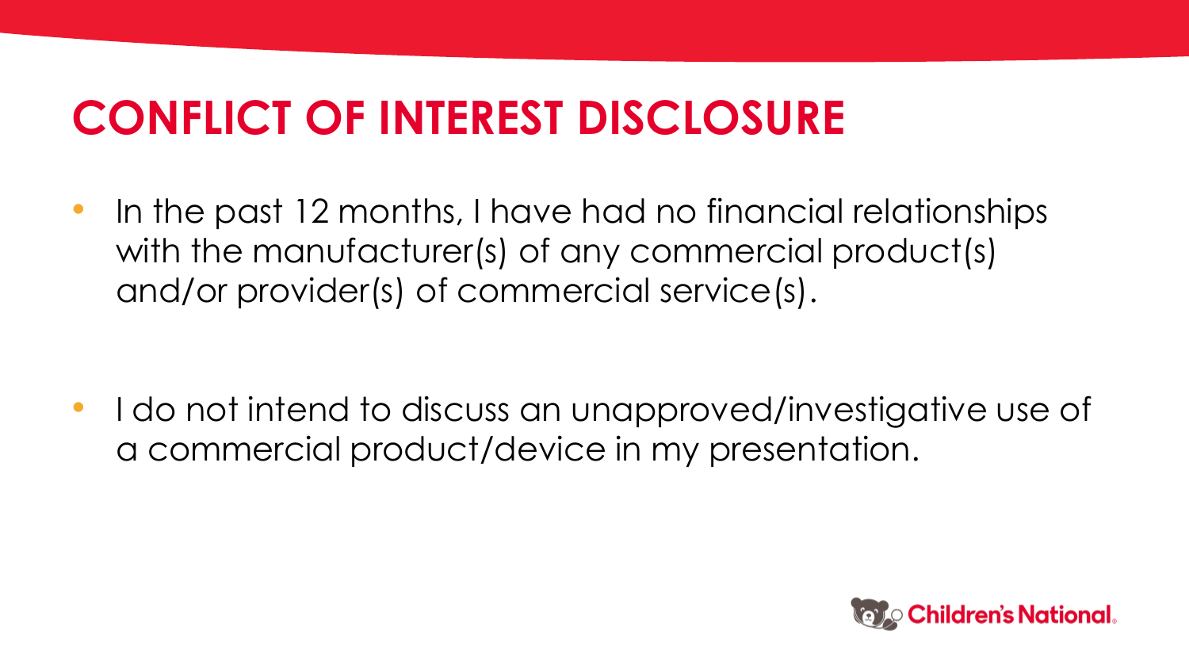# CONFLICT OF INTEREST DISCLOSURE

- In the past 12 months, I have had no financial relationships with the manufacturer(s) of any commercial product(s) and/or provider(s) of commercial service(s).

- I do not intend to discuss an unapproved/investigative use of a commercial product/device in my presentation.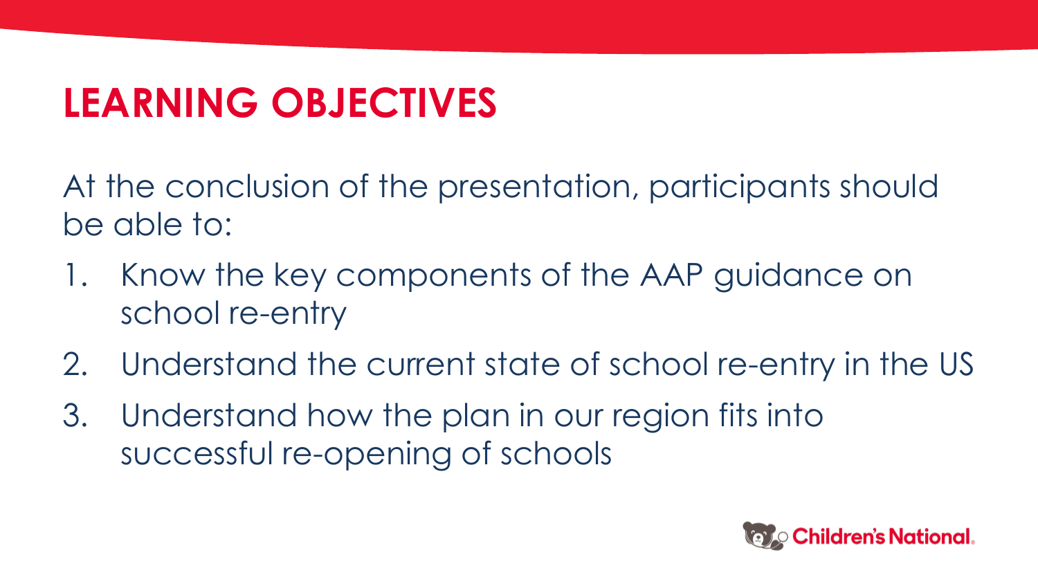# LEARNING OBJECTIVES

At the conclusion of the presentation, participants should be able to:

1. Know the key components of the AAP guidance on school re-entry
2. Understand the current state of school re-entry in the US
3. Understand how the plan in our region fits into successful re-opening of schools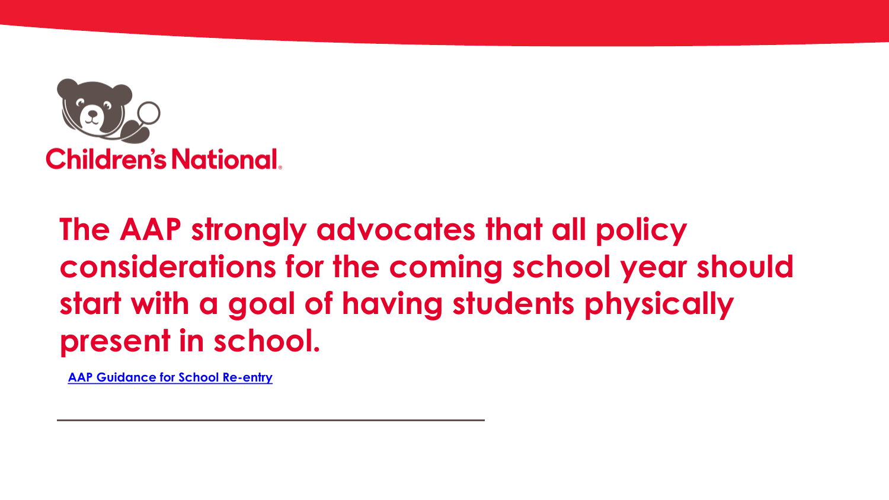Children's National

# The AAP strongly advocates that all policy considerations for the coming school year should start with a goal of having students physically present in school.

[AAP Guidance for School Re-entry]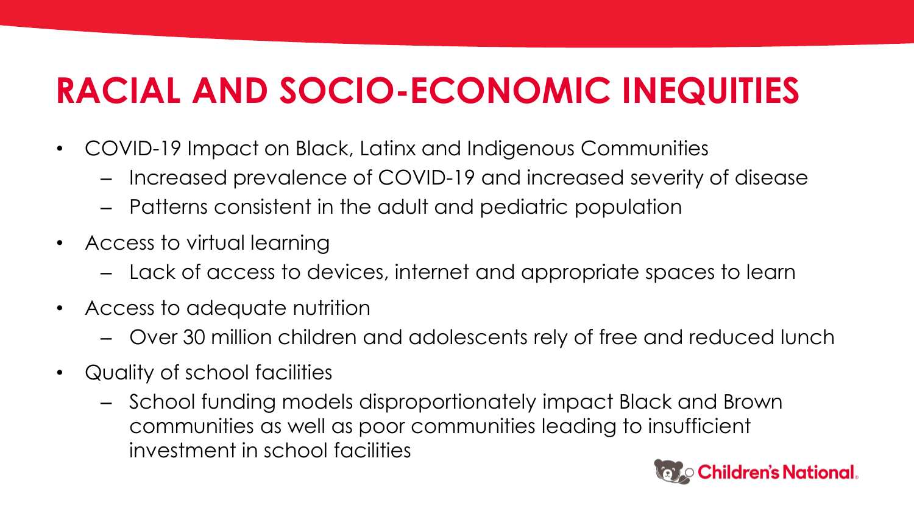# RACIAL AND SOCIO-ECONOMIC INEQUITIES

- COVID-19 Impact on Black, Latinx and Indigenous Communities
  - Increased prevalence of COVID-19 and increased severity of disease
  - Patterns consistent in the adult and pediatric population
- Access to virtual learning
  - Lack of access to devices, internet and appropriate spaces to learn
- Access to adequate nutrition
  - Over 30 million children and adolescents rely of free and reduced lunch
- Quality of school facilities
  - School funding models disproportionately impact Black and Brown communities as well as poor communities leading to insufficient investment in school facilities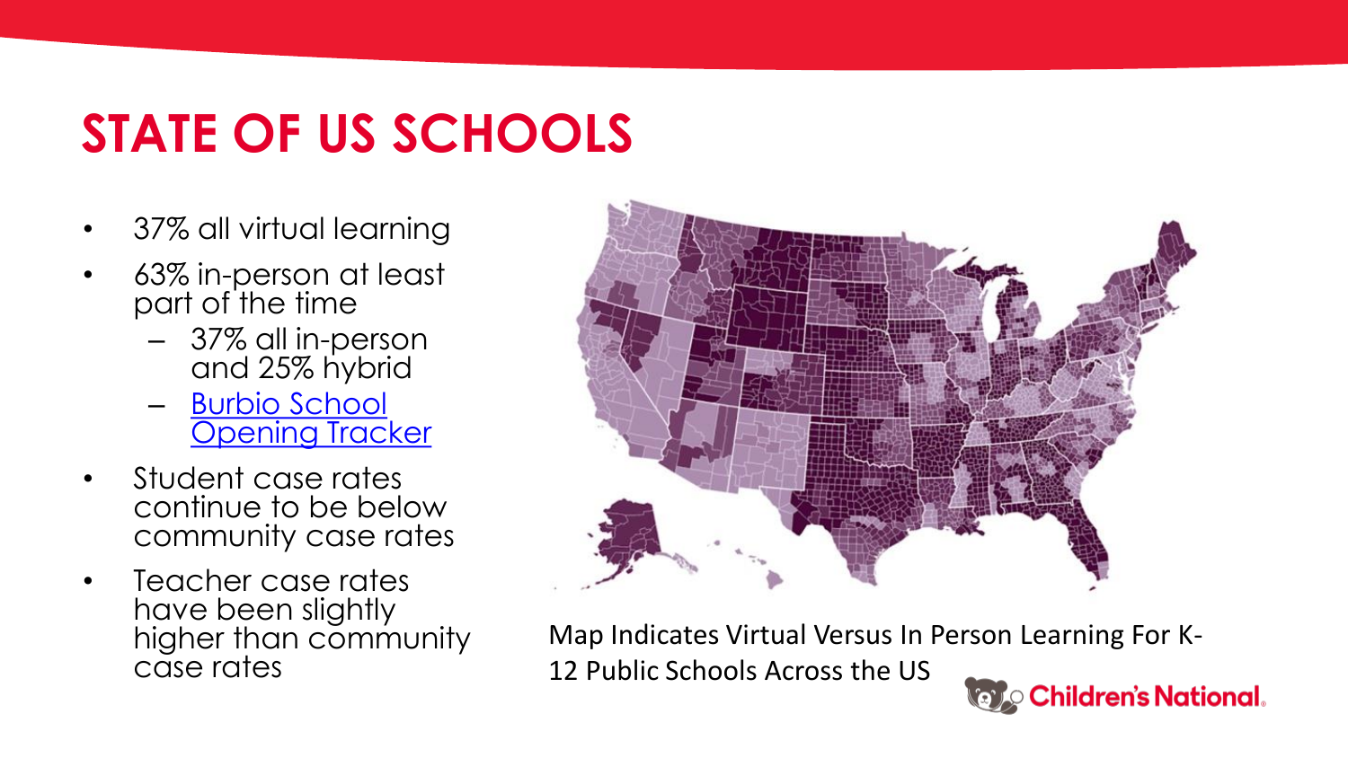# STATE OF US SCHOOLS

- 37% all virtual learning
- 63% in-person at least part of the time
  - 37% all in-person and 25% hybrid
  - Burbio School Opening Tracker
- Student case rates continue to be below community case rates
- Teacher case rates have been slightly higher than community case rates

Map Indicates Virtual Versus In Person Learning For K-12 Public Schools Across the US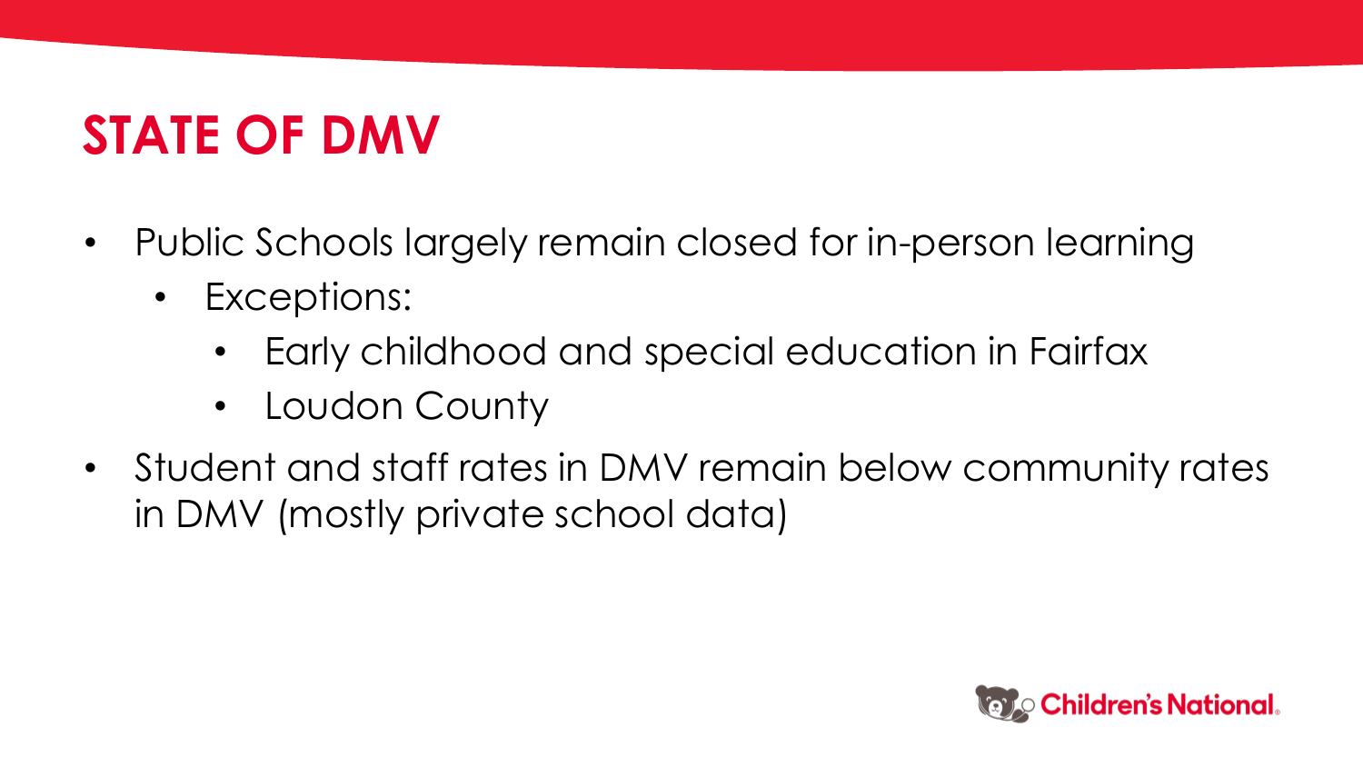# STATE OF DMV

- Public Schools largely remain closed for in-person learning
  - Exceptions:
    - Early childhood and special education in Fairfax
    - Loudon County
- Student and staff rates in DMV remain below community rates in DMV (mostly private school data)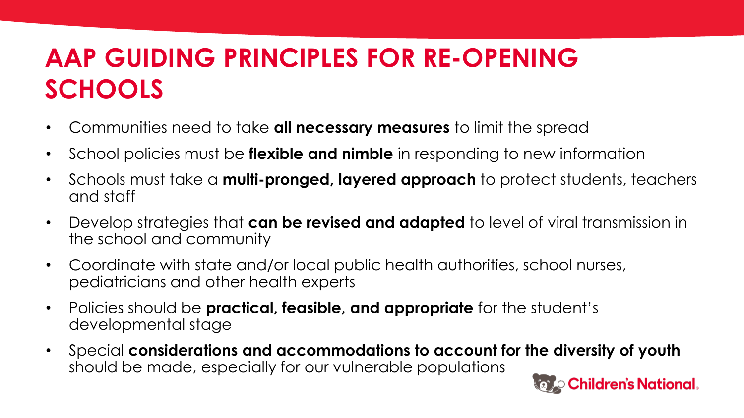# AAP GUIDING PRINCIPLES FOR RE-OPENING SCHOOLS

- Communities need to take **all necessary measures** to limit the spread
- School policies must be **flexible and nimble** in responding to new information
- Schools must take a **multi-pronged, layered approach** to protect students, teachers and staff
- Develop strategies that **can be revised and adapted** to level of viral transmission in the school and community
- Coordinate with state and/or local public health authorities, school nurses, pediatricians and other health experts
- Policies should be **practical, feasible, and appropriate** for the student's developmental stage
- Special **considerations and accommodations to account for the diversity of youth** should be made, especially for our vulnerable populations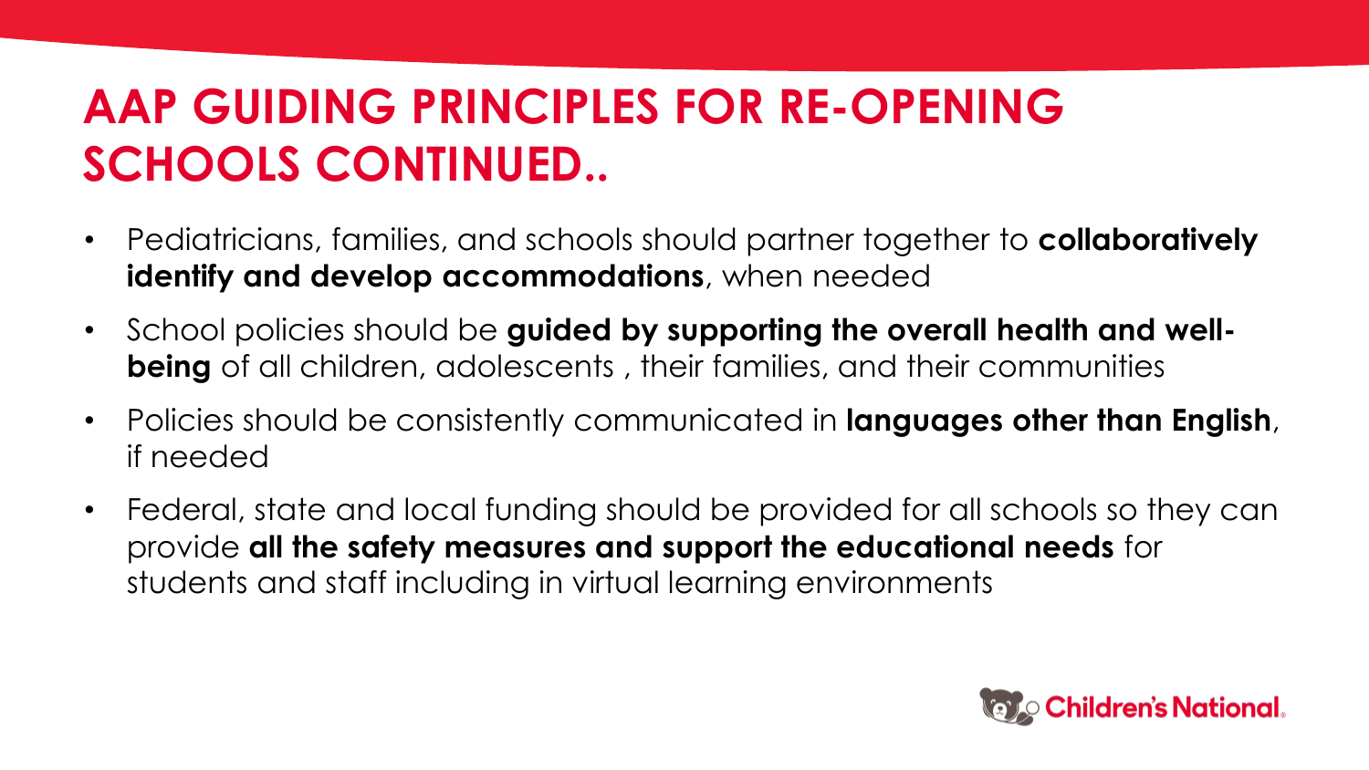# AAP GUIDING PRINCIPLES FOR RE-OPENING SCHOOLS CONTINUED..

- Pediatricians, families, and schools should partner together to **collaboratively identify and develop accommodations**, when needed
- School policies should be **guided by supporting the overall health and well-being** of all children, adolescents , their families, and their communities
- Policies should be consistently communicated in **languages other than English**, if needed
- Federal, state and local funding should be provided for all schools so they can provide **all the safety measures and support the educational needs** for students and staff including in virtual learning environments

Children's National.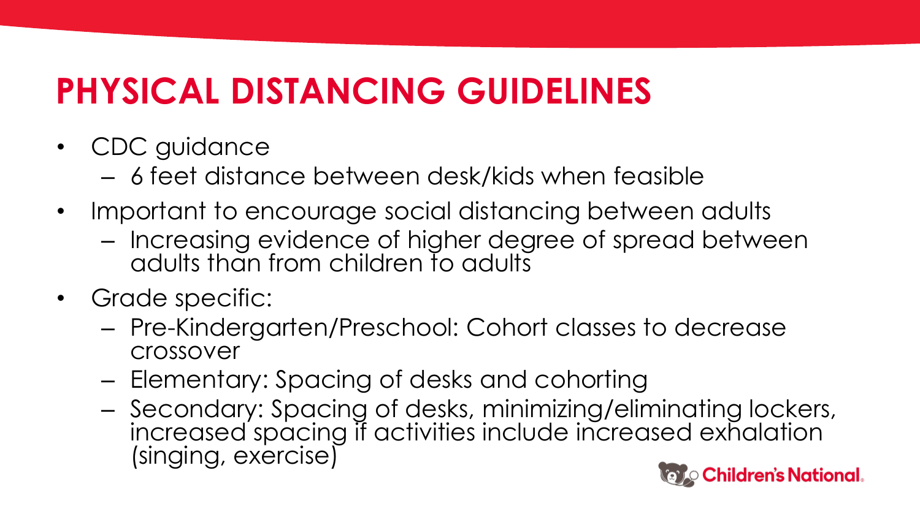# PHYSICAL DISTANCING GUIDELINES

- CDC guidance
  - 6 feet distance between desk/kids when feasible
- Important to encourage social distancing between adults
  - Increasing evidence of higher degree of spread between adults than from children to adults
- Grade specific:
  - Pre-Kindergarten/Preschool: Cohort classes to decrease crossover
  - Elementary: Spacing of desks and cohorting
  - Secondary: Spacing of desks, minimizing/eliminating lockers, increased spacing if activities include increased exhalation (singing, exercise)

Children's National.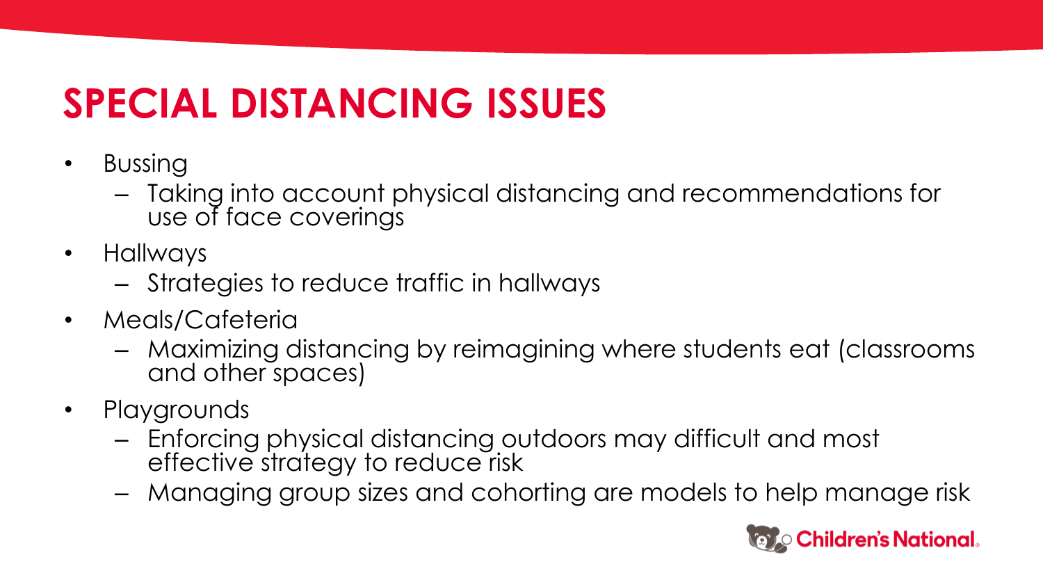# SPECIAL DISTANCING ISSUES

- Bussing
  - Taking into account physical distancing and recommendations for use of face coverings
- Hallways
  - Strategies to reduce traffic in hallways
- Meals/Cafeteria
  - Maximizing distancing by reimagining where students eat (classrooms and other spaces)
- Playgrounds
  - Enforcing physical distancing outdoors may difficult and most effective strategy to reduce risk
  - Managing group sizes and cohorting are models to help manage risk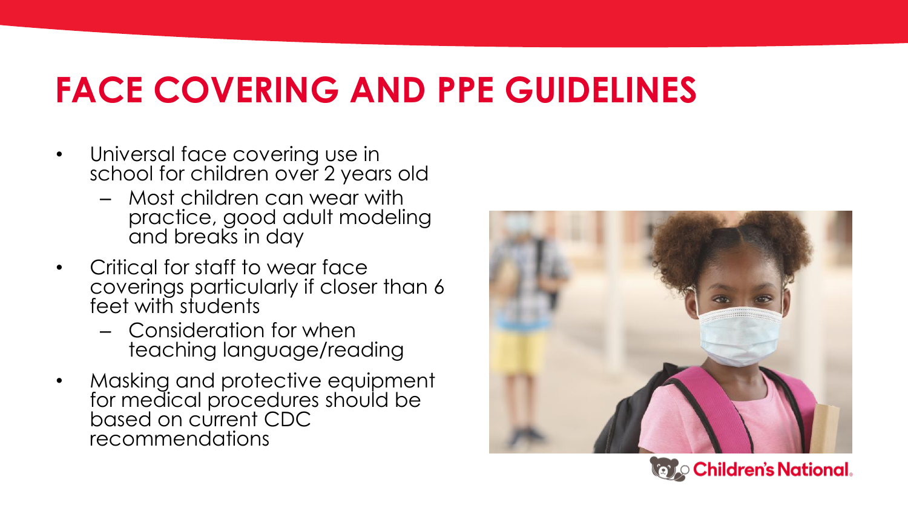# FACE COVERING AND PPE GUIDELINES

- Universal face covering use in school for children over 2 years old
  - Most children can wear with practice, good adult modeling and breaks in day
- Critical for staff to wear face coverings particularly if closer than 6 feet with students
  - Consideration for when teaching language/reading
- Masking and protective equipment for medical procedures should be based on current CDC recommendations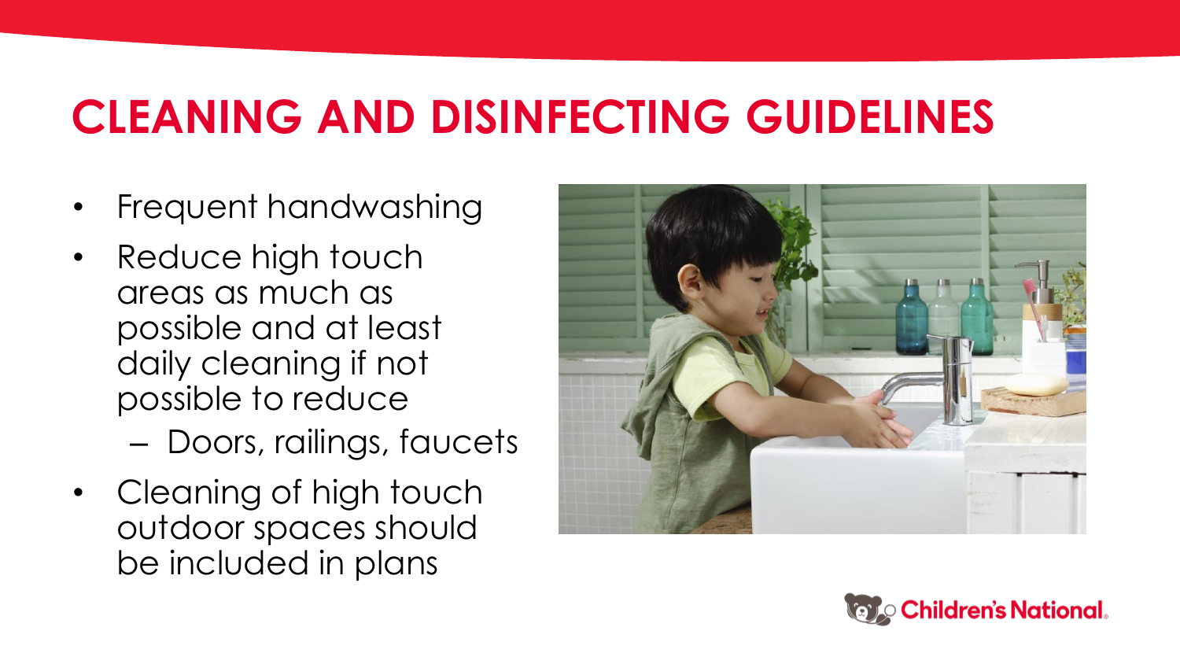# CLEANING AND DISINFECTING GUIDELINES

- Frequent handwashing
- Reduce high touch areas as much as possible and at least daily cleaning if not possible to reduce
  - Doors, railings, faucets
- Cleaning of high touch outdoor spaces should be included in plans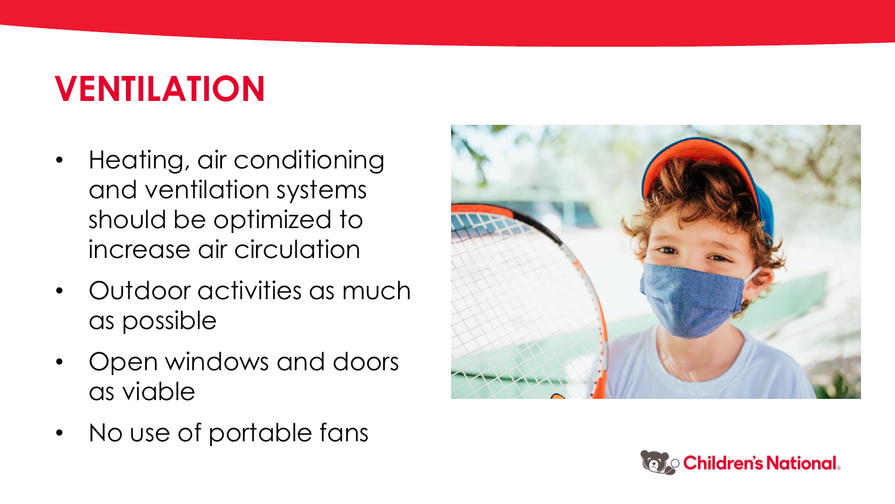# VENTILATION

- Heating, air conditioning and ventilation systems should be optimized to increase air circulation
- Outdoor activities as much as possible
- Open windows and doors as viable
- No use of portable fans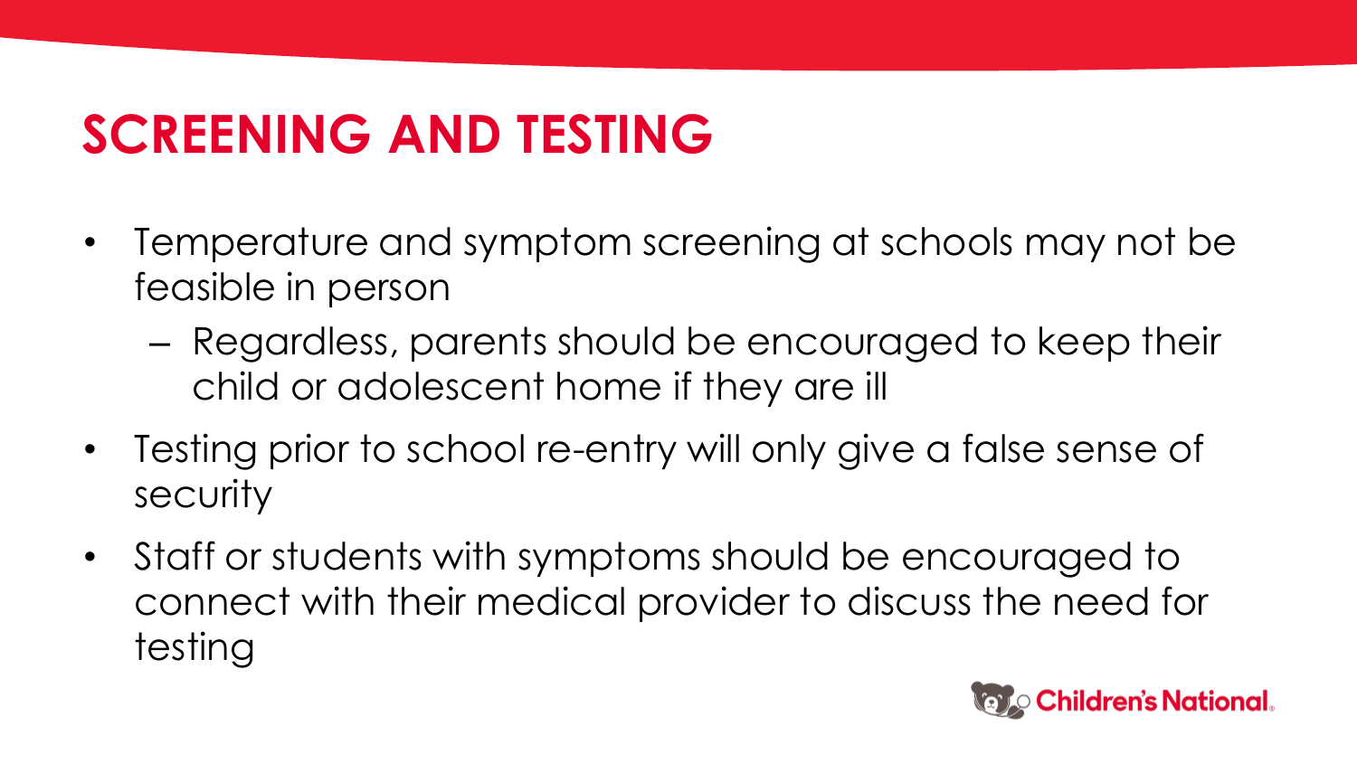# SCREENING AND TESTING

- Temperature and symptom screening at schools may not be feasible in person
  - Regardless, parents should be encouraged to keep their child or adolescent home if they are ill
- Testing prior to school re-entry will only give a false sense of security
- Staff or students with symptoms should be encouraged to connect with their medical provider to discuss the need for testing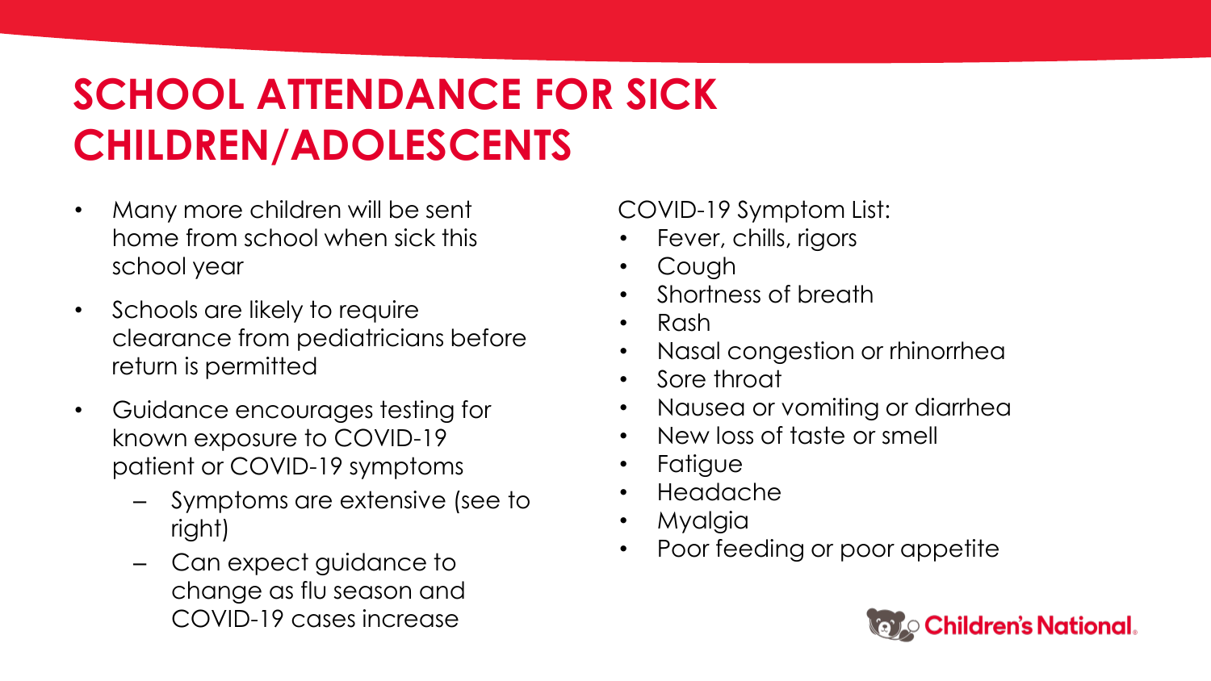# SCHOOL ATTENDANCE FOR SICK CHILDREN/ADOLESCENTS

- Many more children will be sent home from school when sick this school year
- Schools are likely to require clearance from pediatricians before return is permitted
- Guidance encourages testing for known exposure to COVID-19 patient or COVID-19 symptoms
  - Symptoms are extensive (see to right)
  - Can expect guidance to change as flu season and COVID-19 cases increase

COVID-19 Symptom List:

- Fever, chills, rigors
- Cough
- Shortness of breath
- Rash
- Nasal congestion or rhinorrhea
- Sore throat
- Nausea or vomiting or diarrhea
- New loss of taste or smell
- Fatigue
- Headache
- Myalgia
- Poor feeding or poor appetite

Children's National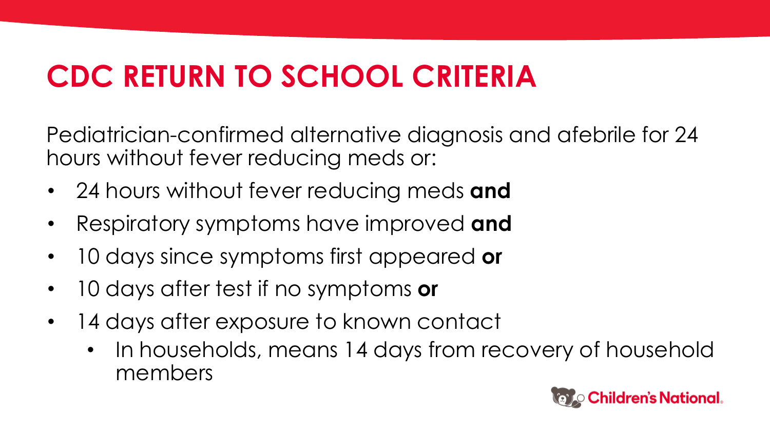# CDC RETURN TO SCHOOL CRITERIA

Pediatrician-confirmed alternative diagnosis and afebrile for 24 hours without fever reducing meds or:

- 24 hours without fever reducing meds **and**
- Respiratory symptoms have improved **and**
- 10 days since symptoms first appeared **or**
- 10 days after test if no symptoms **or**
- 14 days after exposure to known contact
  - In households, means 14 days from recovery of household members

Children's National.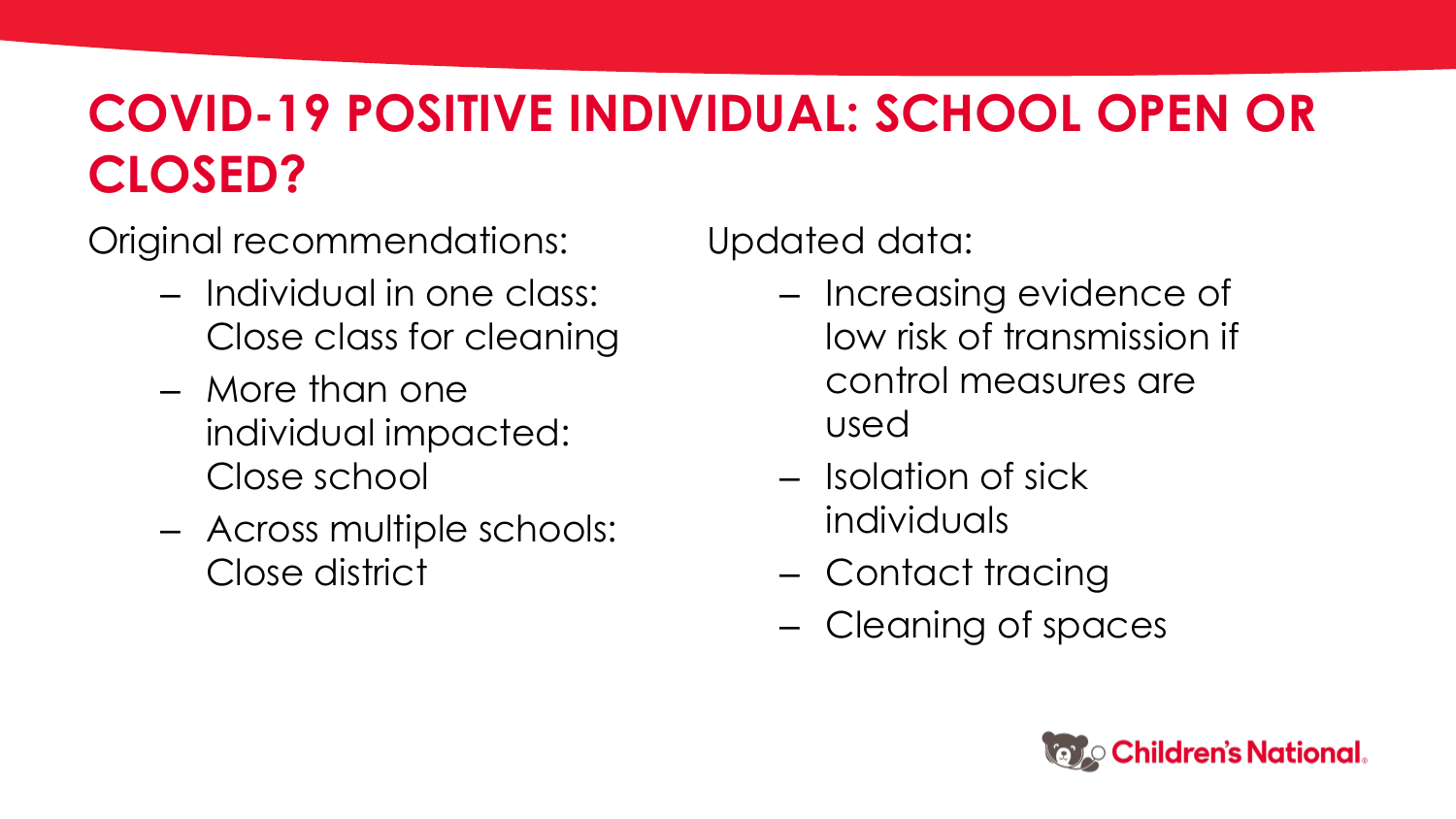# COVID-19 POSITIVE INDIVIDUAL: SCHOOL OPEN OR CLOSED?

Original recommendations:

- Individual in one class: Close class for cleaning
- More than one individual impacted: Close school
- Across multiple schools: Close district

Updated data:

- Increasing evidence of low risk of transmission if control measures are used
- Isolation of sick individuals
- Contact tracing
- Cleaning of spaces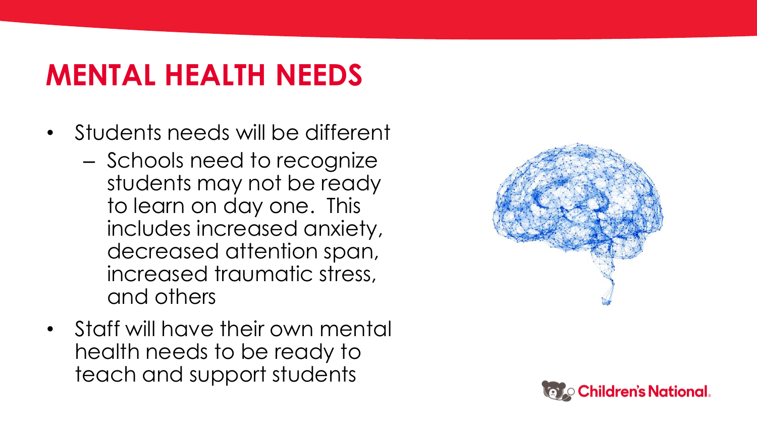# MENTAL HEALTH NEEDS

- Students needs will be different
  - Schools need to recognize students may not be ready to learn on day one. This includes increased anxiety, decreased attention span, increased traumatic stress, and others
- Staff will have their own mental health needs to be ready to teach and support students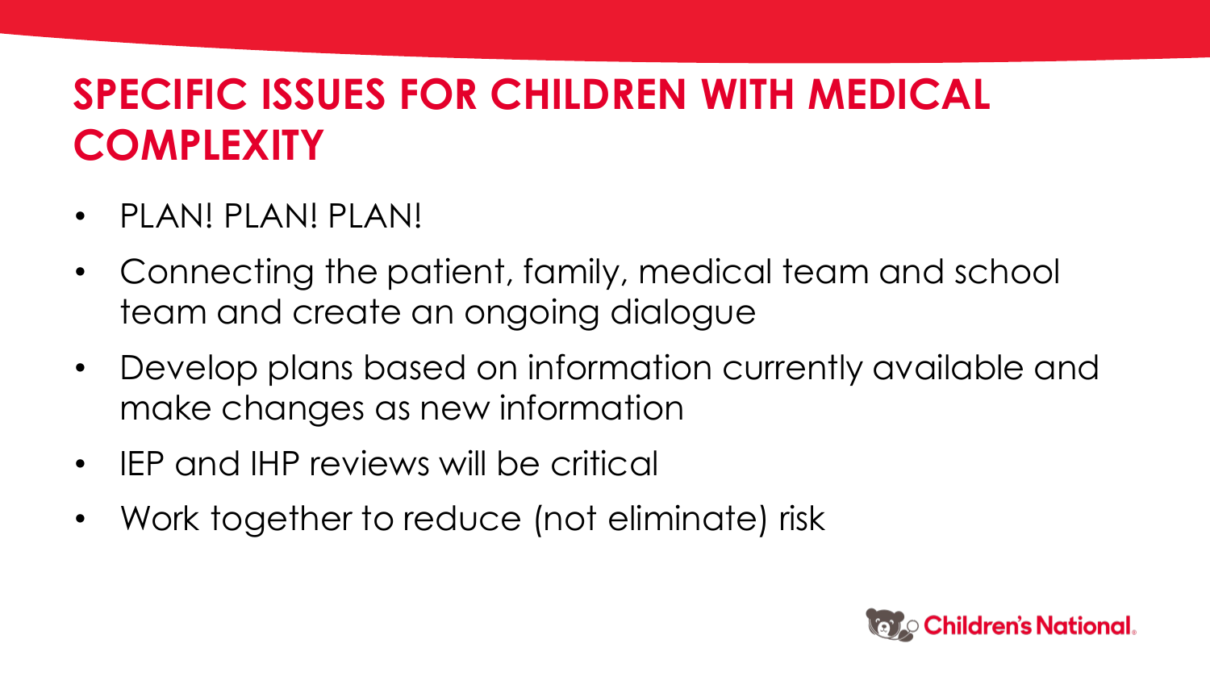# SPECIFIC ISSUES FOR CHILDREN WITH MEDICAL COMPLEXITY

- PLAN! PLAN! PLAN!
- Connecting the patient, family, medical team and school team and create an ongoing dialogue
- Develop plans based on information currently available and make changes as new information
- IEP and IHP reviews will be critical
- Work together to reduce (not eliminate) risk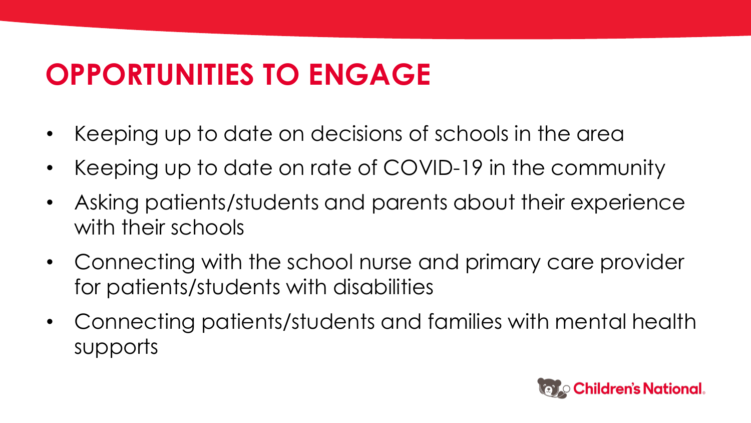# OPPORTUNITIES TO ENGAGE

- Keeping up to date on decisions of schools in the area
- Keeping up to date on rate of COVID-19 in the community
- Asking patients/students and parents about their experience with their schools
- Connecting with the school nurse and primary care provider for patients/students with disabilities
- Connecting patients/students and families with mental health supports

Children's National.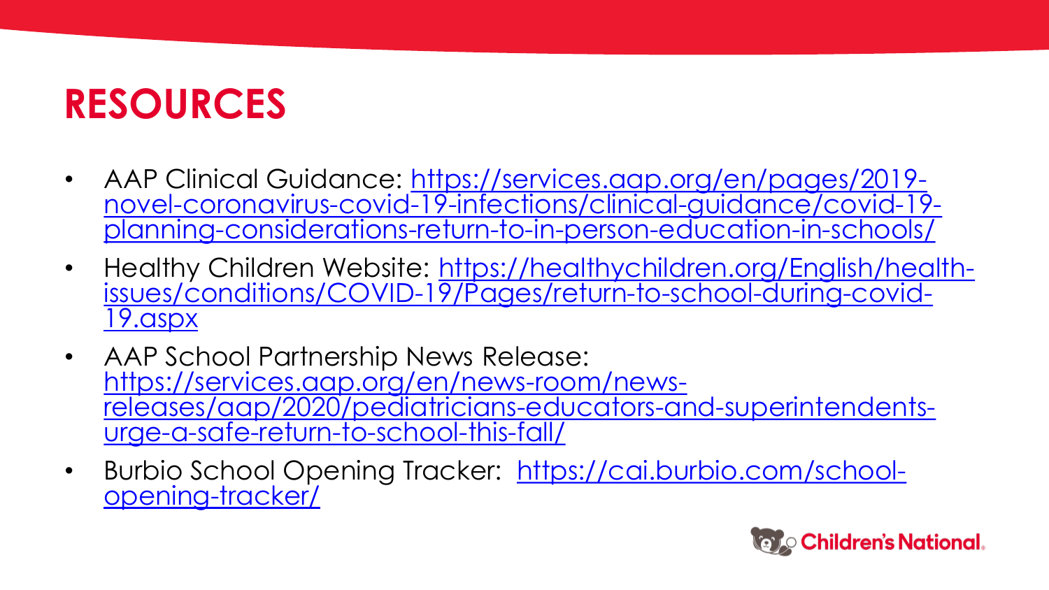# RESOURCES

- AAP Clinical Guidance: https://services.aap.org/en/pages/2019-novel-coronavirus-covid-19-infections/clinical-guidance/covid-19-planning-considerations-return-to-in-person-education-in-schools/
- Healthy Children Website: https://healthychildren.org/English/health-issues/conditions/COVID-19/Pages/return-to-school-during-covid-19.aspx
- AAP School Partnership News Release: https://services.aap.org/en/news-room/news-releases/aap/2020/pediatricians-educators-and-superintendents-urge-a-safe-return-to-school-this-fall/
- Burbio School Opening Tracker: https://cai.burbio.com/school-opening-tracker/

Children's National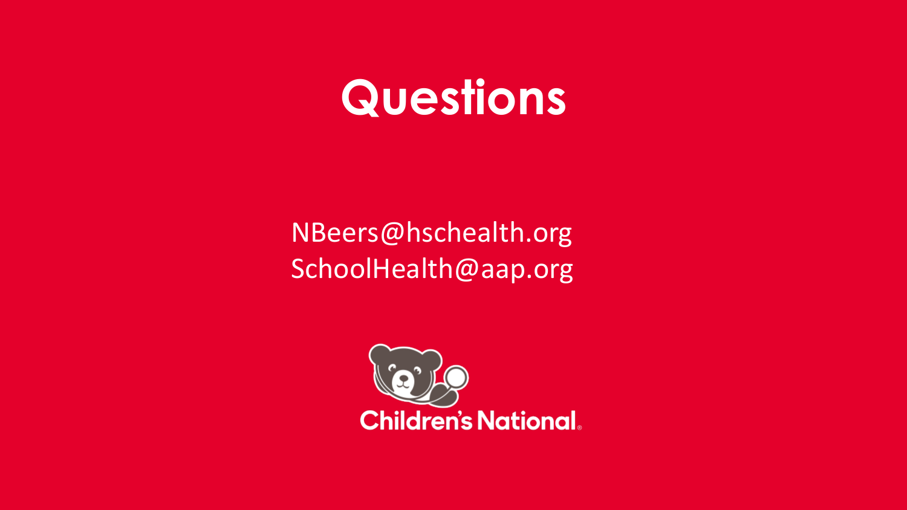# Questions

NBeers@hschealth.org
SchoolHealth@aap.org

Children's National